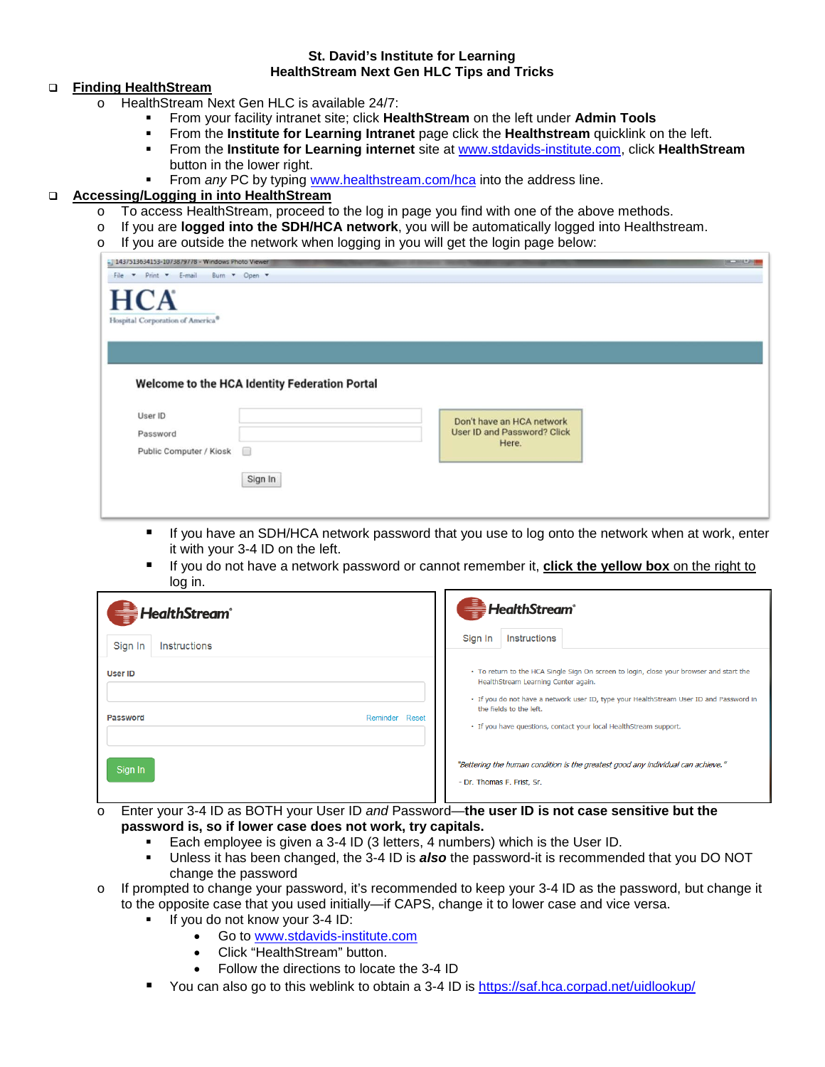**St. David's Institute for Learning**
**HealthStream Next Gen HLC Tips and Tricks**

- **Finding HealthStream**
  - HealthStream Next Gen HLC is available 24/7:
    - From your facility intranet site; click **HealthStream** on the left under **Admin Tools**
    - From the **Institute for Learning Intranet** page click the **Healthstream** quicklink on the left.
    - From the **Institute for Learning internet** site at www.stdavids-institute.com, click **HealthStream** button in the lower right.
    - From *any* PC by typing www.healthstream.com/hca into the address line.
- **Accessing/Logging in into HealthStream**
  - To access HealthStream, proceed to the log in page you find with one of the above methods.
  - If you are **logged into the SDH/HCA network**, you will be automatically logged into Healthstream.
  - If you are outside the network when logging in you will get the login page below:

    - If you have an SDH/HCA network password that you use to log onto the network when at work, enter it with your 3-4 ID on the left.
    - If you do not have a network password or cannot remember it, **click the yellow box** on the right to log in.

  - Enter your 3-4 ID as BOTH your User ID *and* Password—**the user ID is not case sensitive but the password is, so if lower case does not work, try capitals.**
    - Each employee is given a 3-4 ID (3 letters, 4 numbers) which is the User ID.
    - Unless it has been changed, the 3-4 ID is ***also*** the password-it is recommended that you DO NOT change the password
  - If prompted to change your password, it's recommended to keep your 3-4 ID as the password, but change it to the opposite case that you used initially—if CAPS, change it to lower case and vice versa.
    - If you do not know your 3-4 ID:
      - Go to www.stdavids-institute.com
      - Click "HealthStream" button.
      - Follow the directions to locate the 3-4 ID
    - You can also go to this weblink to obtain a 3-4 ID is https://saf.hca.corpad.net/uidlookup/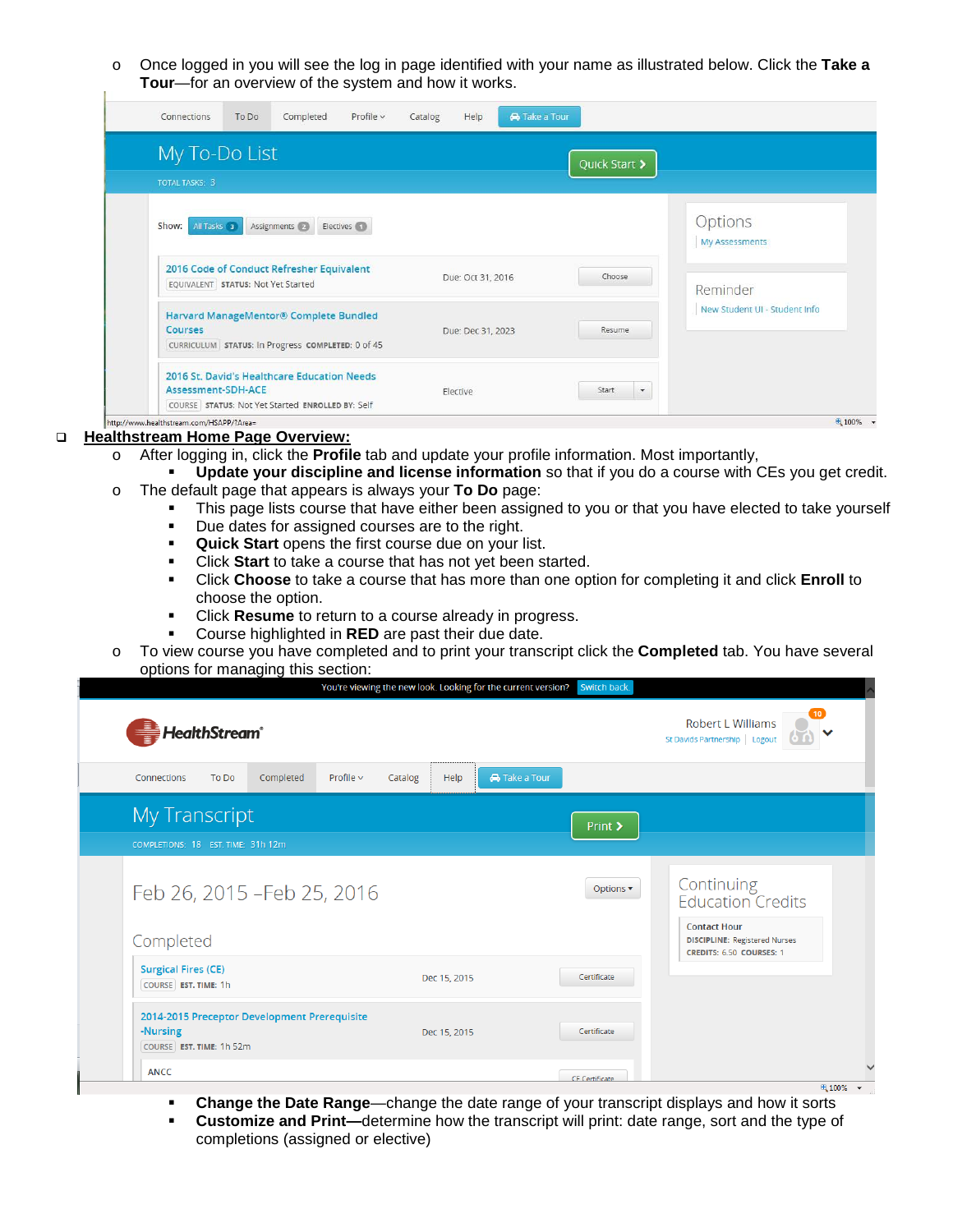- Once logged in you will see the log in page identified with your name as illustrated below. Click the **Take a Tour**—for an overview of the system and how it works.

- **Healthstream Home Page Overview:**
  - After logging in, click the **Profile** tab and update your profile information. Most importantly,
    - **Update your discipline and license information** so that if you do a course with CEs you get credit.
  - The default page that appears is always your **To Do** page:
    - This page lists course that have either been assigned to you or that you have elected to take yourself
    - Due dates for assigned courses are to the right.
    - **Quick Start** opens the first course due on your list.
    - Click **Start** to take a course that has not yet been started.
    - Click **Choose** to take a course that has more than one option for completing it and click **Enroll** to choose the option.
    - Click **Resume** to return to a course already in progress.
    - Course highlighted in **RED** are past their due date.
  - To view course you have completed and to print your transcript click the **Completed** tab. You have several options for managing this section:
    - **Change the Date Range**—change the date range of your transcript displays and how it sorts
    - **Customize and Print—**determine how the transcript will print: date range, sort and the type of completions (assigned or elective)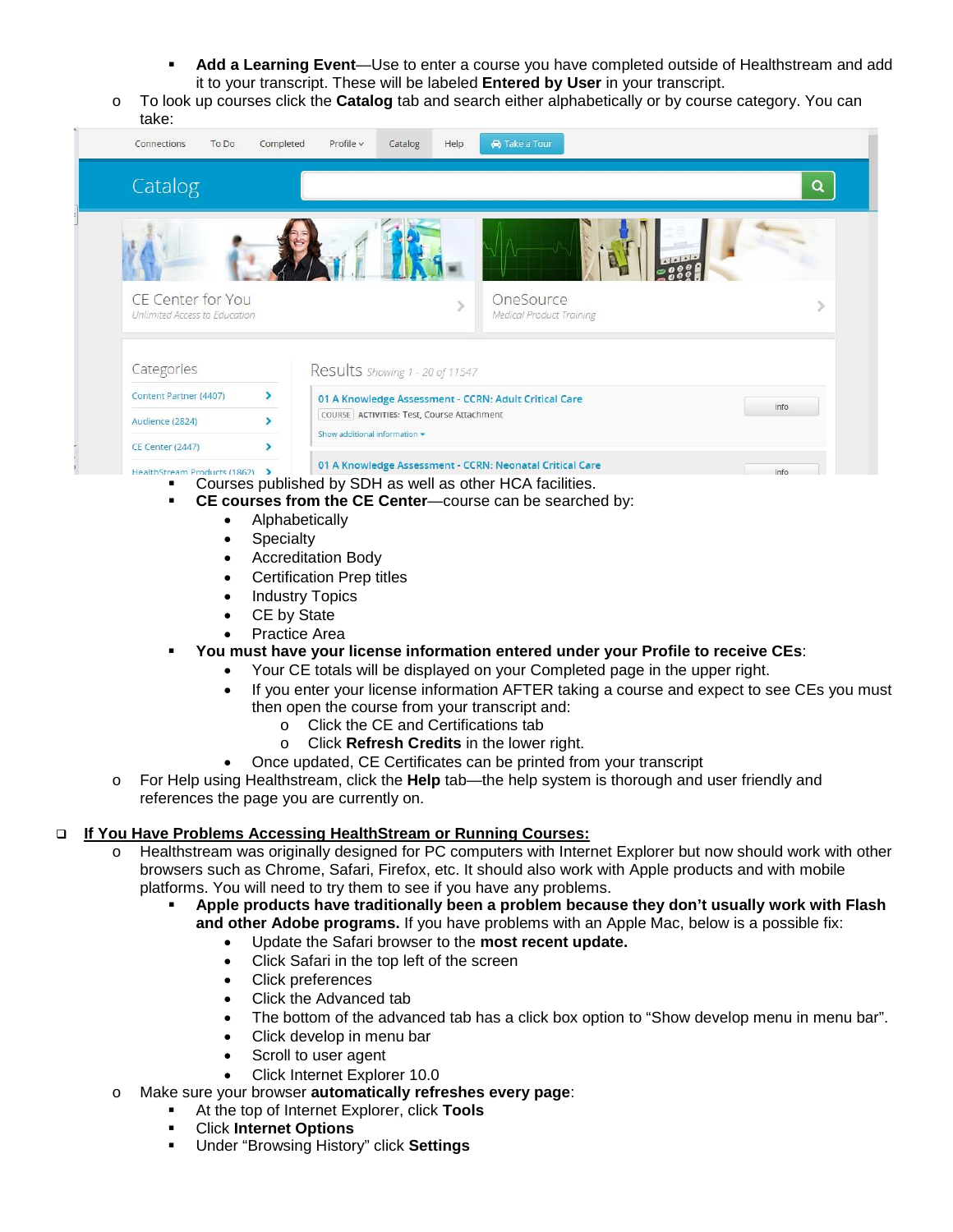- **Add a Learning Event**—Use to enter a course you have completed outside of Healthstream and add it to your transcript. These will be labeled **Entered by User** in your transcript.
- To look up courses click the **Catalog** tab and search either alphabetically or by course category. You can take:
  - Courses published by SDH as well as other HCA facilities.
  - **CE courses from the CE Center**—course can be searched by:
    - Alphabetically
    - Specialty
    - Accreditation Body
    - Certification Prep titles
    - Industry Topics
    - CE by State
    - Practice Area
  - **You must have your license information entered under your Profile to receive CEs**:
    - Your CE totals will be displayed on your Completed page in the upper right.
    - If you enter your license information AFTER taking a course and expect to see CEs you must then open the course from your transcript and:
      - Click the CE and Certifications tab
      - Click **Refresh Credits** in the lower right.
    - Once updated, CE Certificates can be printed from your transcript
- For Help using Healthstream, click the **Help** tab—the help system is thorough and user friendly and references the page you are currently on.

## If You Have Problems Accessing HealthStream or Running Courses:

- Healthstream was originally designed for PC computers with Internet Explorer but now should work with other browsers such as Chrome, Safari, Firefox, etc. It should also work with Apple products and with mobile platforms. You will need to try them to see if you have any problems.
  - **Apple products have traditionally been a problem because they don't usually work with Flash and other Adobe programs.** If you have problems with an Apple Mac, below is a possible fix:
    - Update the Safari browser to the **most recent update.**
    - Click Safari in the top left of the screen
    - Click preferences
    - Click the Advanced tab
    - The bottom of the advanced tab has a click box option to "Show develop menu in menu bar".
    - Click develop in menu bar
    - Scroll to user agent
    - Click Internet Explorer 10.0
- Make sure your browser **automatically refreshes every page**:
  - At the top of Internet Explorer, click **Tools**
  - Click **Internet Options**
  - Under "Browsing History" click **Settings**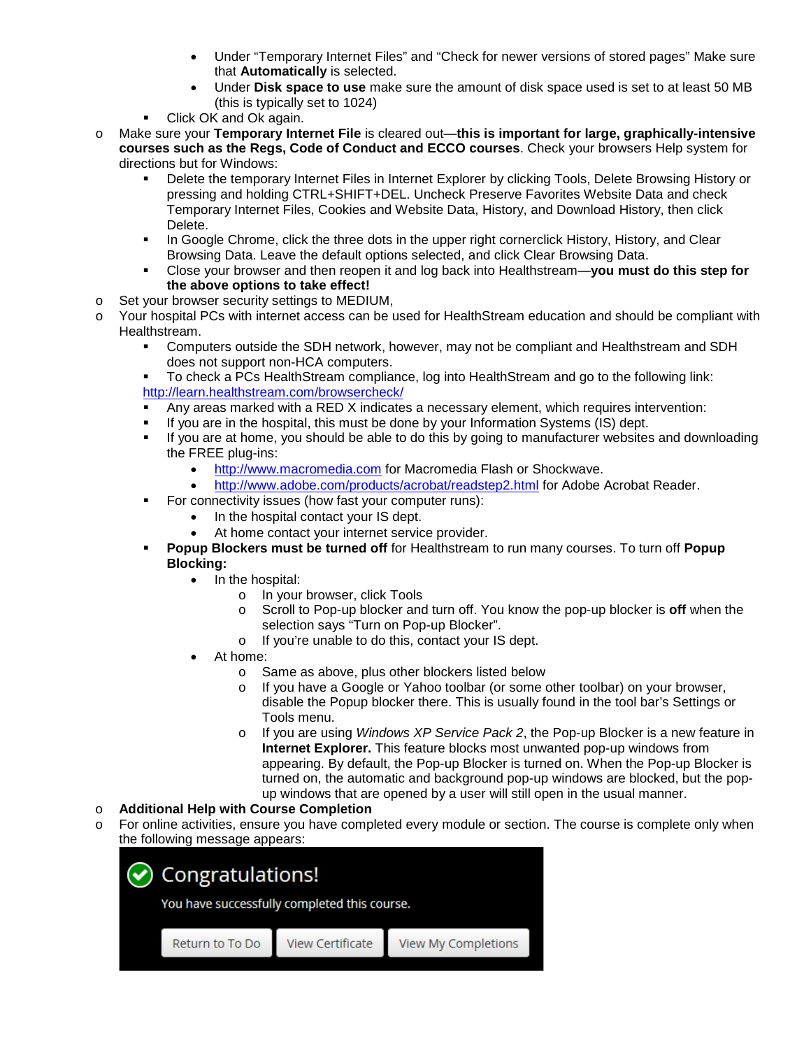- Under "Temporary Internet Files" and "Check for newer versions of stored pages" Make sure that **Automatically** is selected.
        - Under **Disk space to use** make sure the amount of disk space used is set to at least 50 MB (this is typically set to 1024)
    - Click OK and Ok again.
- Make sure your **Temporary Internet File** is cleared out—**this is important for large, graphically-intensive courses such as the Regs, Code of Conduct and ECCO courses**. Check your browsers Help system for directions but for Windows:
    - Delete the temporary Internet Files in Internet Explorer by clicking Tools, Delete Browsing History or pressing and holding CTRL+SHIFT+DEL. Uncheck Preserve Favorites Website Data and check Temporary Internet Files, Cookies and Website Data, History, and Download History, then click Delete.
    - In Google Chrome, click the three dots in the upper right cornerclick History, History, and Clear Browsing Data. Leave the default options selected, and click Clear Browsing Data.
    - Close your browser and then reopen it and log back into Healthstream—**you must do this step for the above options to take effect!**
- Set your browser security settings to MEDIUM,
- Your hospital PCs with internet access can be used for HealthStream education and should be compliant with Healthstream.
    - Computers outside the SDH network, however, may not be compliant and Healthstream and SDH does not support non-HCA computers.
    - To check a PCs HealthStream compliance, log into HealthStream and go to the following link: http://learn.healthstream.com/browsercheck/
    - Any areas marked with a RED X indicates a necessary element, which requires intervention:
    - If you are in the hospital, this must be done by your Information Systems (IS) dept.
    - If you are at home, you should be able to do this by going to manufacturer websites and downloading the FREE plug-ins:
        - http://www.macromedia.com for Macromedia Flash or Shockwave.
        - http://www.adobe.com/products/acrobat/readstep2.html for Adobe Acrobat Reader.
    - For connectivity issues (how fast your computer runs):
        - In the hospital contact your IS dept.
        - At home contact your internet service provider.
    - **Popup Blockers must be turned off** for Healthstream to run many courses. To turn off **Popup Blocking:**
        - In the hospital:
            - In your browser, click Tools
            - Scroll to Pop-up blocker and turn off. You know the pop-up blocker is **off** when the selection says "Turn on Pop-up Blocker".
            - If you're unable to do this, contact your IS dept.
        - At home:
            - Same as above, plus other blockers listed below
            - If you have a Google or Yahoo toolbar (or some other toolbar) on your browser, disable the Popup blocker there. This is usually found in the tool bar's Settings or Tools menu.
            - If you are using *Windows XP Service Pack 2*, the Pop-up Blocker is a new feature in **Internet Explorer.** This feature blocks most unwanted pop-up windows from appearing. By default, the Pop-up Blocker is turned on. When the Pop-up Blocker is turned on, the automatic and background pop-up windows are blocked, but the pop-up windows that are opened by a user will still open in the usual manner.
- **Additional Help with Course Completion**
- For online activities, ensure you have completed every module or section. The course is complete only when the following message appears:

Congratulations!

You have successfully completed this course.

Return to To Do | View Certificate | View My Completions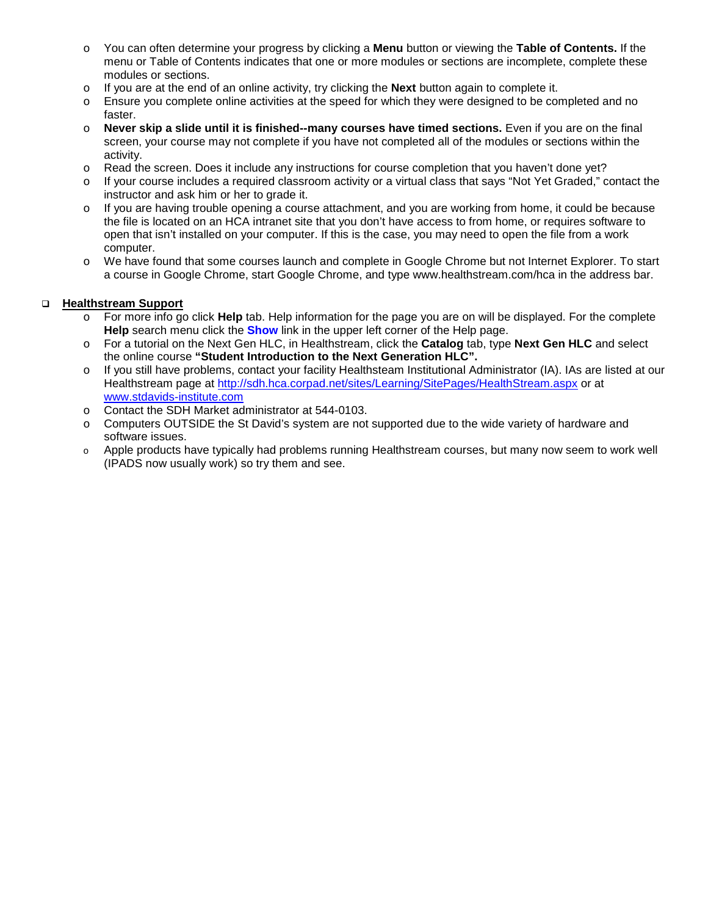- You can often determine your progress by clicking a **Menu** button or viewing the **Table of Contents.** If the menu or Table of Contents indicates that one or more modules or sections are incomplete, complete these modules or sections.
- If you are at the end of an online activity, try clicking the **Next** button again to complete it.
- Ensure you complete online activities at the speed for which they were designed to be completed and no faster.
- **Never skip a slide until it is finished--many courses have timed sections.** Even if you are on the final screen, your course may not complete if you have not completed all of the modules or sections within the activity.
- Read the screen. Does it include any instructions for course completion that you haven't done yet?
- If your course includes a required classroom activity or a virtual class that says "Not Yet Graded," contact the instructor and ask him or her to grade it.
- If you are having trouble opening a course attachment, and you are working from home, it could be because the file is located on an HCA intranet site that you don't have access to from home, or requires software to open that isn't installed on your computer. If this is the case, you may need to open the file from a work computer.
- We have found that some courses launch and complete in Google Chrome but not Internet Explorer. To start a course in Google Chrome, start Google Chrome, and type www.healthstream.com/hca in the address bar.

- **Healthstream Support**
  - For more info go click **Help** tab. Help information for the page you are on will be displayed. For the complete **Help** search menu click the **Show** link in the upper left corner of the Help page.
  - For a tutorial on the Next Gen HLC, in Healthstream, click the **Catalog** tab, type **Next Gen HLC** and select the online course **"Student Introduction to the Next Generation HLC".**
  - If you still have problems, contact your facility Healthsteam Institutional Administrator (IA). IAs are listed at our Healthstream page at http://sdh.hca.corpad.net/sites/Learning/SitePages/HealthStream.aspx or at www.stdavids-institute.com
  - Contact the SDH Market administrator at 544-0103.
  - Computers OUTSIDE the St David's system are not supported due to the wide variety of hardware and software issues.
  - Apple products have typically had problems running Healthstream courses, but many now seem to work well (IPADS now usually work) so try them and see.